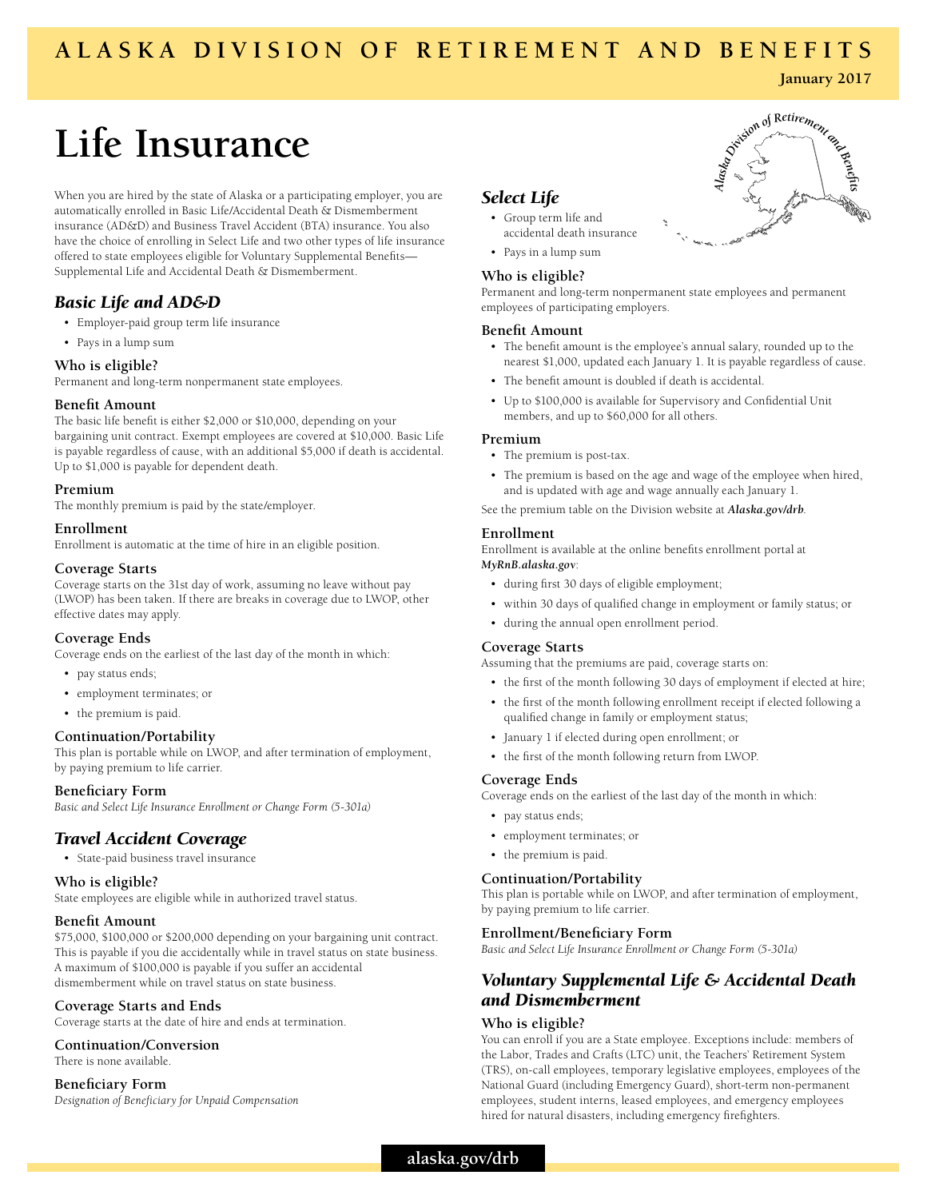# ALASKA DIVISION OF RETIREMENT AND BENEFITS

**January 2017**

# Life Insurance

When you are hired by the state of Alaska or a participating employer, you are automatically enrolled in Basic Life/Accidental Death & Dismemberment insurance (AD&D) and Business Travel Accident (BTA) insurance. You also have the choice of enrolling in Select Life and two other types of life insurance offered to state employees eligible for Voluntary Supplemental Benefits—Supplemental Life and Accidental Death & Dismemberment.

## *Basic Life and AD&D*

- Employer-paid group term life insurance
- Pays in a lump sum

### Who is eligible?

Permanent and long-term nonpermanent state employees.

### Benefit Amount

The basic life benefit is either $2,000 or $10,000, depending on your bargaining unit contract. Exempt employees are covered at $10,000. Basic Life is payable regardless of cause, with an additional $5,000 if death is accidental. Up to $1,000 is payable for dependent death.

### Premium

The monthly premium is paid by the state/employer.

### Enrollment

Enrollment is automatic at the time of hire in an eligible position.

### Coverage Starts

Coverage starts on the 31st day of work, assuming no leave without pay (LWOP) has been taken. If there are breaks in coverage due to LWOP, other effective dates may apply.

### Coverage Ends

Coverage ends on the earliest of the last day of the month in which:

- pay status ends;
- employment terminates; or
- the premium is paid.

### Continuation/Portability

This plan is portable while on LWOP, and after termination of employment, by paying premium to life carrier.

### Beneficiary Form

*Basic and Select Life Insurance Enrollment or Change Form (5-301a)*

## *Travel Accident Coverage*

- State-paid business travel insurance

### Who is eligible?

State employees are eligible while in authorized travel status.

### Benefit Amount

$75,000, $100,000 or $200,000 depending on your bargaining unit contract. This is payable if you die accidentally while in travel status on state business. A maximum of $100,000 is payable if you suffer an accidental dismemberment while on travel status on state business.

### Coverage Starts and Ends

Coverage starts at the date of hire and ends at termination.

### Continuation/Conversion

There is none available.

### Beneficiary Form

*Designation of Beneficiary for Unpaid Compensation*

## *Select Life*

- Group term life and accidental death insurance
- Pays in a lump sum

### Who is eligible?

Permanent and long-term nonpermanent state employees and permanent employees of participating employers.

### Benefit Amount

- The benefit amount is the employee's annual salary, rounded up to the nearest $1,000, updated each January 1. It is payable regardless of cause.
- The benefit amount is doubled if death is accidental.
- Up to $100,000 is available for Supervisory and Confidential Unit members, and up to $60,000 for all others.

### Premium

- The premium is post-tax.
- The premium is based on the age and wage of the employee when hired, and is updated with age and wage annually each January 1.

See the premium table on the Division website at ***Alaska.gov/drb***.

### Enrollment

Enrollment is available at the online benefits enrollment portal at ***MyRnB.alaska.gov***:

- during first 30 days of eligible employment;
- within 30 days of qualified change in employment or family status; or
- during the annual open enrollment period.

### Coverage Starts

Assuming that the premiums are paid, coverage starts on:

- the first of the month following 30 days of employment if elected at hire;
- the first of the month following enrollment receipt if elected following a qualified change in family or employment status;
- January 1 if elected during open enrollment; or
- the first of the month following return from LWOP.

### Coverage Ends

Coverage ends on the earliest of the last day of the month in which:

- pay status ends;
- employment terminates; or
- the premium is paid.

### Continuation/Portability

This plan is portable while on LWOP, and after termination of employment, by paying premium to life carrier.

### Enrollment/Beneficiary Form

*Basic and Select Life Insurance Enrollment or Change Form (5-301a)*

## *Voluntary Supplemental Life & Accidental Death and Dismemberment*

### Who is eligible?

You can enroll if you are a State employee. Exceptions include: members of the Labor, Trades and Crafts (LTC) unit, the Teachers' Retirement System (TRS), on-call employees, temporary legislative employees, employees of the National Guard (including Emergency Guard), short-term non-permanent employees, student interns, leased employees, and emergency employees hired for natural disasters, including emergency firefighters.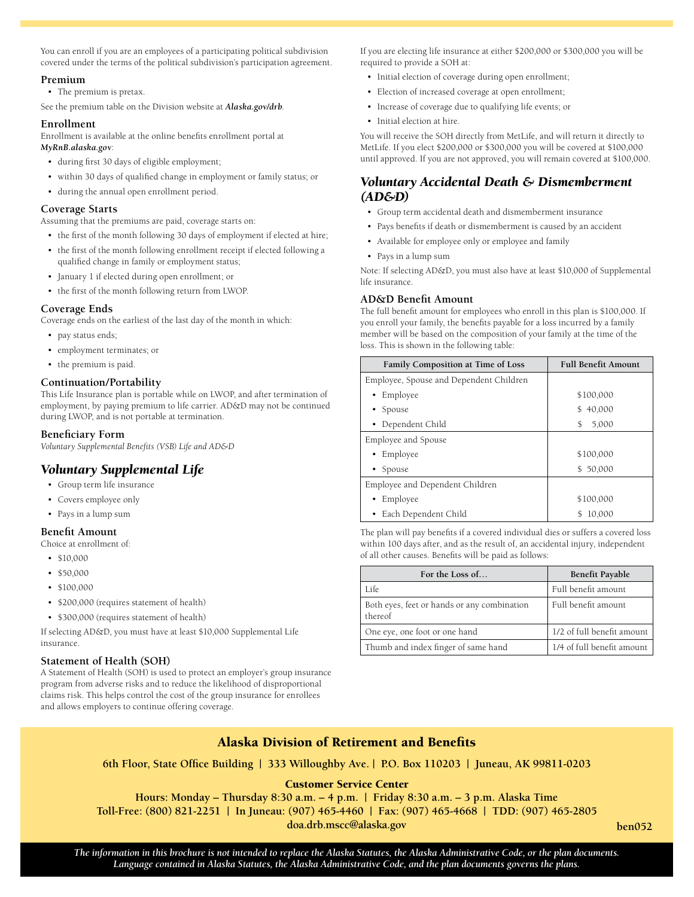You can enroll if you are an employees of a participating political subdivision covered under the terms of the political subdivision's participation agreement.

### Premium

- The premium is pretax.

See the premium table on the Division website at ***Alaska.gov/drb***.

### Enrollment

Enrollment is available at the online benefits enrollment portal at ***MyRnB.alaska.gov***:

- during first 30 days of eligible employment;
- within 30 days of qualified change in employment or family status; or
- during the annual open enrollment period.

### Coverage Starts

Assuming that the premiums are paid, coverage starts on:

- the first of the month following 30 days of employment if elected at hire;
- the first of the month following enrollment receipt if elected following a qualified change in family or employment status;
- January 1 if elected during open enrollment; or
- the first of the month following return from LWOP.

### Coverage Ends

Coverage ends on the earliest of the last day of the month in which:

- pay status ends;
- employment terminates; or
- the premium is paid.

### Continuation/Portability

This Life Insurance plan is portable while on LWOP, and after termination of employment, by paying premium to life carrier. AD&D may not be continued during LWOP, and is not portable at termination.

### Beneficiary Form

*Voluntary Supplemental Benefits (VSB) Life and AD&D*

## Voluntary Supplemental Life

- Group term life insurance
- Covers employee only
- Pays in a lump sum

### Benefit Amount

Choice at enrollment of:

- $10,000
- $50,000
- $100,000
- $200,000 (requires statement of health)
- $300,000 (requires statement of health)

If selecting AD&D, you must have at least $10,000 Supplemental Life insurance.

### Statement of Health (SOH)

A Statement of Health (SOH) is used to protect an employer's group insurance program from adverse risks and to reduce the likelihood of disproportional claims risk. This helps control the cost of the group insurance for enrollees and allows employers to continue offering coverage.

If you are electing life insurance at either $200,000 or $300,000 you will be required to provide a SOH at:

- Initial election of coverage during open enrollment;
- Election of increased coverage at open enrollment;
- Increase of coverage due to qualifying life events; or
- Initial election at hire.

You will receive the SOH directly from MetLife, and will return it directly to MetLife. If you elect $200,000 or $300,000 you will be covered at $100,000 until approved. If you are not approved, you will remain covered at $100,000.

## Voluntary Accidental Death & Dismemberment (AD&D)

- Group term accidental death and dismemberment insurance
- Pays benefits if death or dismemberment is caused by an accident
- Available for employee only or employee and family
- Pays in a lump sum

Note: If selecting AD&D, you must also have at least $10,000 of Supplemental life insurance.

### AD&D Benefit Amount

The full benefit amount for employees who enroll in this plan is $100,000. If you enroll your family, the benefits payable for a loss incurred by a family member will be based on the composition of your family at the time of the loss. This is shown in the following table:

| Family Composition at Time of Loss | Full Benefit Amount |
|---|---|
| Employee, Spouse and Dependent Children | |
| • Employee | $100,000 |
| • Spouse | $ 40,000 |
| • Dependent Child | $ 5,000 |
| Employee and Spouse | |
| • Employee | $100,000 |
| • Spouse | $ 50,000 |
| Employee and Dependent Children | |
| • Employee | $100,000 |
| • Each Dependent Child | $ 10,000 |

The plan will pay benefits if a covered individual dies or suffers a covered loss within 100 days after, and as the result of, an accidental injury, independent of all other causes. Benefits will be paid as follows:

| For the Loss of… | Benefit Payable |
|---|---|
| Life | Full benefit amount |
| Both eyes, feet or hands or any combination thereof | Full benefit amount |
| One eye, one foot or one hand | 1/2 of full benefit amount |
| Thumb and index finger of same hand | 1/4 of full benefit amount |

**Alaska Division of Retirement and Benefits**

**6th Floor, State Office Building | 333 Willoughby Ave. | P.O. Box 110203 | Juneau, AK 99811-0203**

**Customer Service Center**

**Hours: Monday – Thursday 8:30 a.m. – 4 p.m. | Friday 8:30 a.m. – 3 p.m. Alaska Time**

**Toll-Free: (800) 821-2251 | In Juneau: (907) 465-4460 | Fax: (907) 465-4668 | TDD: (907) 465-2805**

**doa.drb.mscc@alaska.gov**

**ben052**

*The information in this brochure is not intended to replace the Alaska Statutes, the Alaska Administrative Code, or the plan documents. Language contained in Alaska Statutes, the Alaska Administrative Code, and the plan documents governs the plans.*